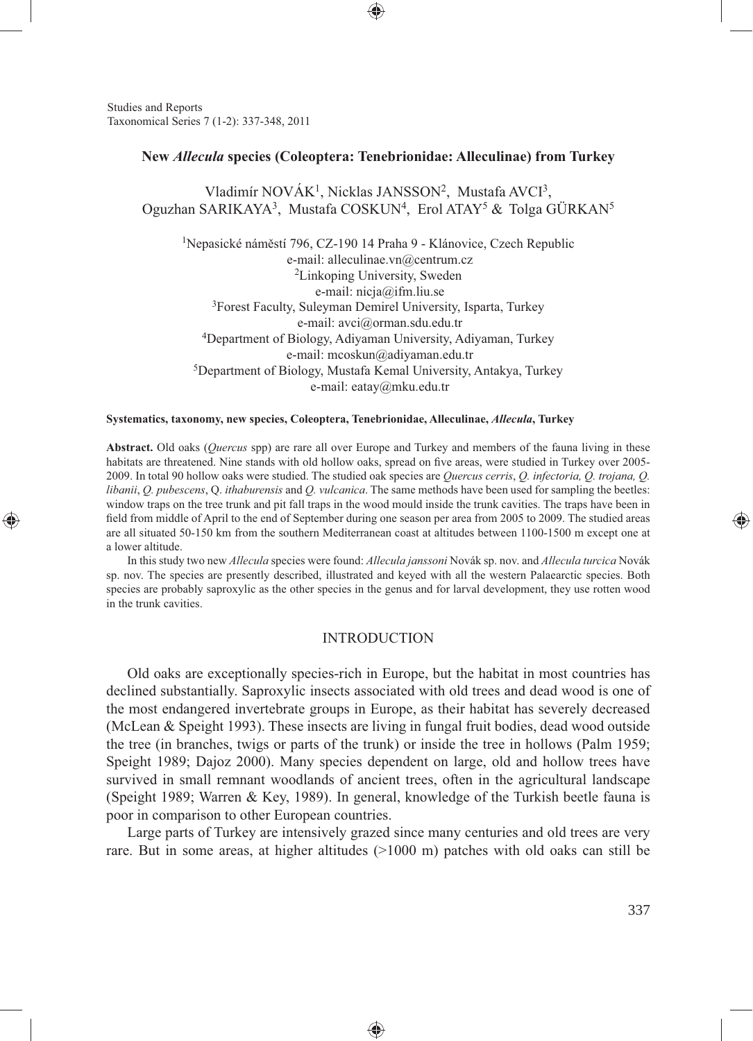# New *Allecula* species (Coleoptera: Tenebrionidae: Alleculinae) from Turkey

Vladimír NOVÁK[1], Nicklas JANSSON[2], Mustafa AVCI[3], Oguzhan SARIKAYA[3], Mustafa COSKUN[4], Erol ATAY[5] & Tolga GÜRKAN[5]

[1]Nepasické náměstí 796, CZ-190 14 Praha 9 - Klánovice, Czech Republic
e-mail: alleculinae.vn@centrum.cz
[2]Linkoping University, Sweden
e-mail: nicja@ifm.liu.se
[3]Forest Faculty, Suleyman Demirel University, Isparta, Turkey
e-mail: avci@orman.sdu.edu.tr
[4]Department of Biology, Adiyaman University, Adiyaman, Turkey
e-mail: mcoskun@adiyaman.edu.tr
[5]Department of Biology, Mustafa Kemal University, Antakya, Turkey
e-mail: eatay@mku.edu.tr

**Systematics, taxonomy, new species, Coleoptera, Tenebrionidae, Alleculinae, *Allecula*, Turkey**

**Abstract.** Old oaks (*Quercus* spp) are rare all over Europe and Turkey and members of the fauna living in these habitats are threatened. Nine stands with old hollow oaks, spread on five areas, were studied in Turkey over 2005-2009. In total 90 hollow oaks were studied. The studied oak species are *Quercus cerris*, *Q. infectoria, Q. trojana, Q. libanii*, *Q. pubescens*, Q. *ithaburensis* and *Q. vulcanica*. The same methods have been used for sampling the beetles: window traps on the tree trunk and pit fall traps in the wood mould inside the trunk cavities. The traps have been in field from middle of April to the end of September during one season per area from 2005 to 2009. The studied areas are all situated 50-150 km from the southern Mediterranean coast at altitudes between 1100-1500 m except one at a lower altitude.

In this study two new *Allecula* species were found: *Allecula janssoni* Novák sp. nov. and *Allecula turcica* Novák sp. nov. The species are presently described, illustrated and keyed with all the western Palaearctic species. Both species are probably saproxylic as the other species in the genus and for larval development, they use rotten wood in the trunk cavities.

## INTRODUCTION

Old oaks are exceptionally species-rich in Europe, but the habitat in most countries has declined substantially. Saproxylic insects associated with old trees and dead wood is one of the most endangered invertebrate groups in Europe, as their habitat has severely decreased (McLean & Speight 1993). These insects are living in fungal fruit bodies, dead wood outside the tree (in branches, twigs or parts of the trunk) or inside the tree in hollows (Palm 1959; Speight 1989; Dajoz 2000). Many species dependent on large, old and hollow trees have survived in small remnant woodlands of ancient trees, often in the agricultural landscape (Speight 1989; Warren & Key, 1989). In general, knowledge of the Turkish beetle fauna is poor in comparison to other European countries.

Large parts of Turkey are intensively grazed since many centuries and old trees are very rare. But in some areas, at higher altitudes (>1000 m) patches with old oaks can still be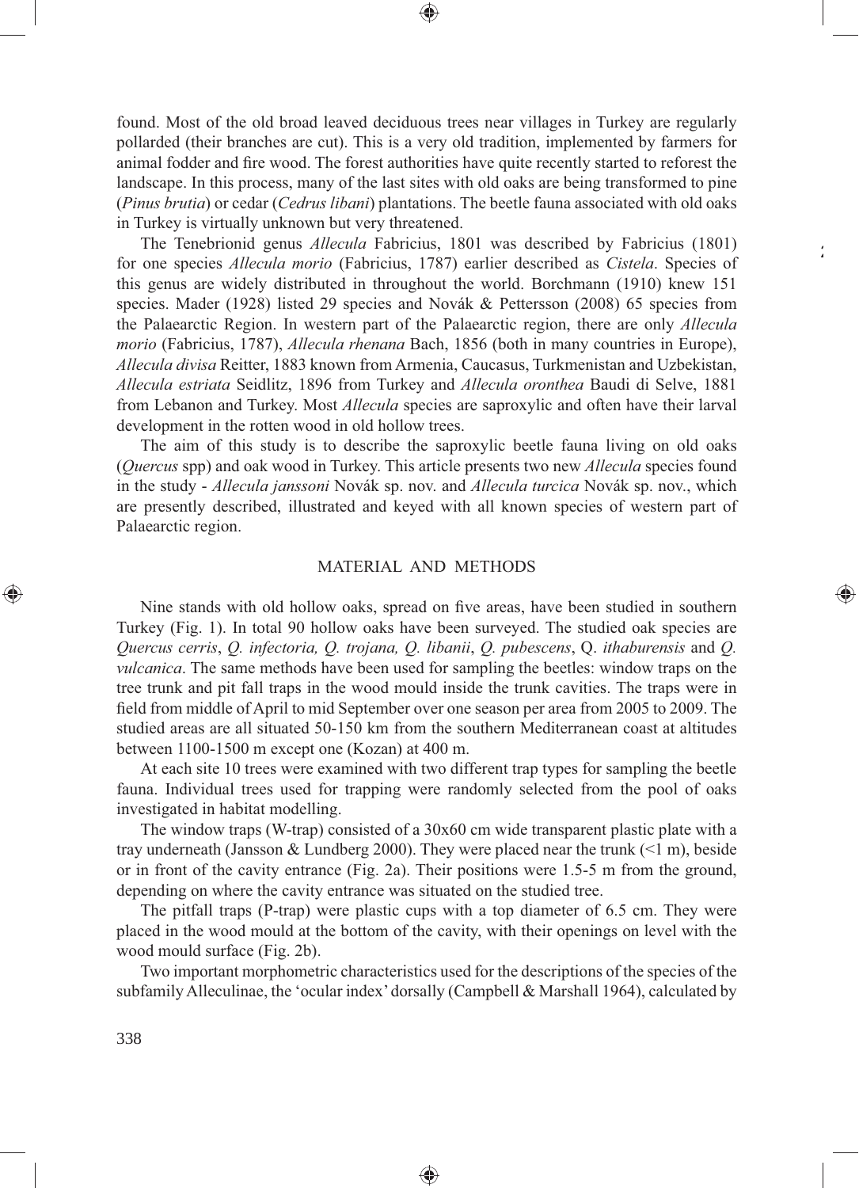found. Most of the old broad leaved deciduous trees near villages in Turkey are regularly pollarded (their branches are cut). This is a very old tradition, implemented by farmers for animal fodder and fire wood. The forest authorities have quite recently started to reforest the landscape. In this process, many of the last sites with old oaks are being transformed to pine (*Pinus brutia*) or cedar (*Cedrus libani*) plantations. The beetle fauna associated with old oaks in Turkey is virtually unknown but very threatened.

The Tenebrionid genus *Allecula* Fabricius, 1801 was described by Fabricius (1801) for one species *Allecula morio* (Fabricius, 1787) earlier described as *Cistela*. Species of this genus are widely distributed in throughout the world. Borchmann (1910) knew 151 species. Mader (1928) listed 29 species and Novák & Pettersson (2008) 65 species from the Palaearctic Region. In western part of the Palaearctic region, there are only *Allecula morio* (Fabricius, 1787), *Allecula rhenana* Bach, 1856 (both in many countries in Europe), *Allecula divisa* Reitter, 1883 known from Armenia, Caucasus, Turkmenistan and Uzbekistan, *Allecula estriata* Seidlitz, 1896 from Turkey and *Allecula oronthea* Baudi di Selve, 1881 from Lebanon and Turkey. Most *Allecula* species are saproxylic and often have their larval development in the rotten wood in old hollow trees.

The aim of this study is to describe the saproxylic beetle fauna living on old oaks (*Quercus* spp) and oak wood in Turkey. This article presents two new *Allecula* species found in the study - *Allecula janssoni* Novák sp. nov. and *Allecula turcica* Novák sp. nov., which are presently described, illustrated and keyed with all known species of western part of Palaearctic region.

## MATERIAL AND METHODS

Nine stands with old hollow oaks, spread on five areas, have been studied in southern Turkey (Fig. 1). In total 90 hollow oaks have been surveyed. The studied oak species are *Quercus cerris*, *Q. infectoria, Q. trojana, Q. libanii*, *Q. pubescens*, Q. *ithaburensis* and *Q. vulcanica*. The same methods have been used for sampling the beetles: window traps on the tree trunk and pit fall traps in the wood mould inside the trunk cavities. The traps were in field from middle of April to mid September over one season per area from 2005 to 2009. The studied areas are all situated 50-150 km from the southern Mediterranean coast at altitudes between 1100-1500 m except one (Kozan) at 400 m.

At each site 10 trees were examined with two different trap types for sampling the beetle fauna. Individual trees used for trapping were randomly selected from the pool of oaks investigated in habitat modelling.

The window traps (W-trap) consisted of a 30x60 cm wide transparent plastic plate with a tray underneath (Jansson & Lundberg 2000). They were placed near the trunk (<1 m), beside or in front of the cavity entrance (Fig. 2a). Their positions were 1.5-5 m from the ground, depending on where the cavity entrance was situated on the studied tree.

The pitfall traps (P-trap) were plastic cups with a top diameter of 6.5 cm. They were placed in the wood mould at the bottom of the cavity, with their openings on level with the wood mould surface (Fig. 2b).

Two important morphometric characteristics used for the descriptions of the species of the subfamily Alleculinae, the 'ocular index' dorsally (Campbell & Marshall 1964), calculated by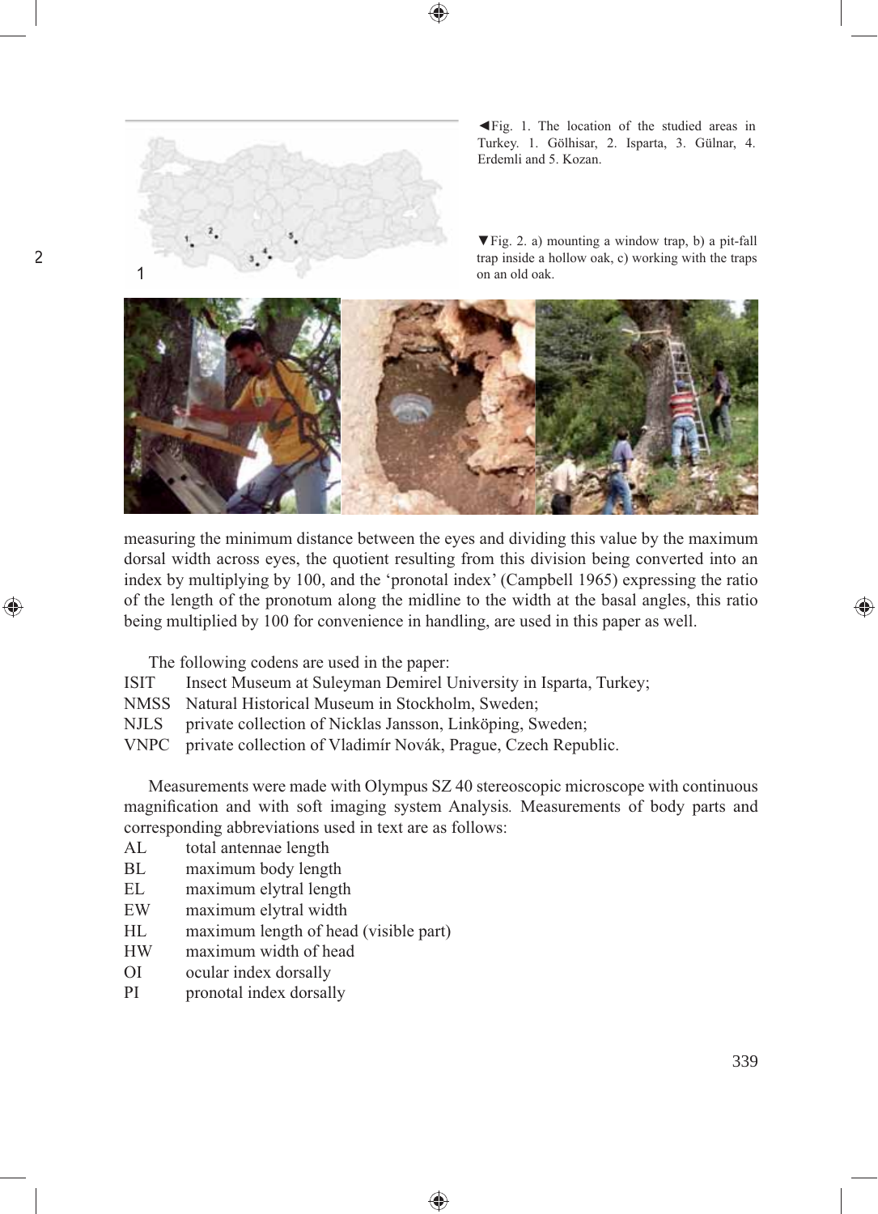◄Fig. 1. The location of the studied areas in Turkey. 1. Gölhisar, 2. Isparta, 3. Gülnar, 4. Erdemli and 5. Kozan.

▼Fig. 2. a) mounting a window trap, b) a pit-fall trap inside a hollow oak, c) working with the traps on an old oak.

measuring the minimum distance between the eyes and dividing this value by the maximum dorsal width across eyes, the quotient resulting from this division being converted into an index by multiplying by 100, and the 'pronotal index' (Campbell 1965) expressing the ratio of the length of the pronotum along the midline to the width at the basal angles, this ratio being multiplied by 100 for convenience in handling, are used in this paper as well.

The following codens are used in the paper:

ISIT Insect Museum at Suleyman Demirel University in Isparta, Turkey;
NMSS Natural Historical Museum in Stockholm, Sweden;
NJLS private collection of Nicklas Jansson, Linköping, Sweden;
VNPC private collection of Vladimír Novák, Prague, Czech Republic.

Measurements were made with Olympus SZ 40 stereoscopic microscope with continuous magnification and with soft imaging system Analysis. Measurements of body parts and corresponding abbreviations used in text are as follows:

AL total antennae length
BL maximum body length
EL maximum elytral length
EW maximum elytral width
HL maximum length of head (visible part)
HW maximum width of head
OI ocular index dorsally
PI pronotal index dorsally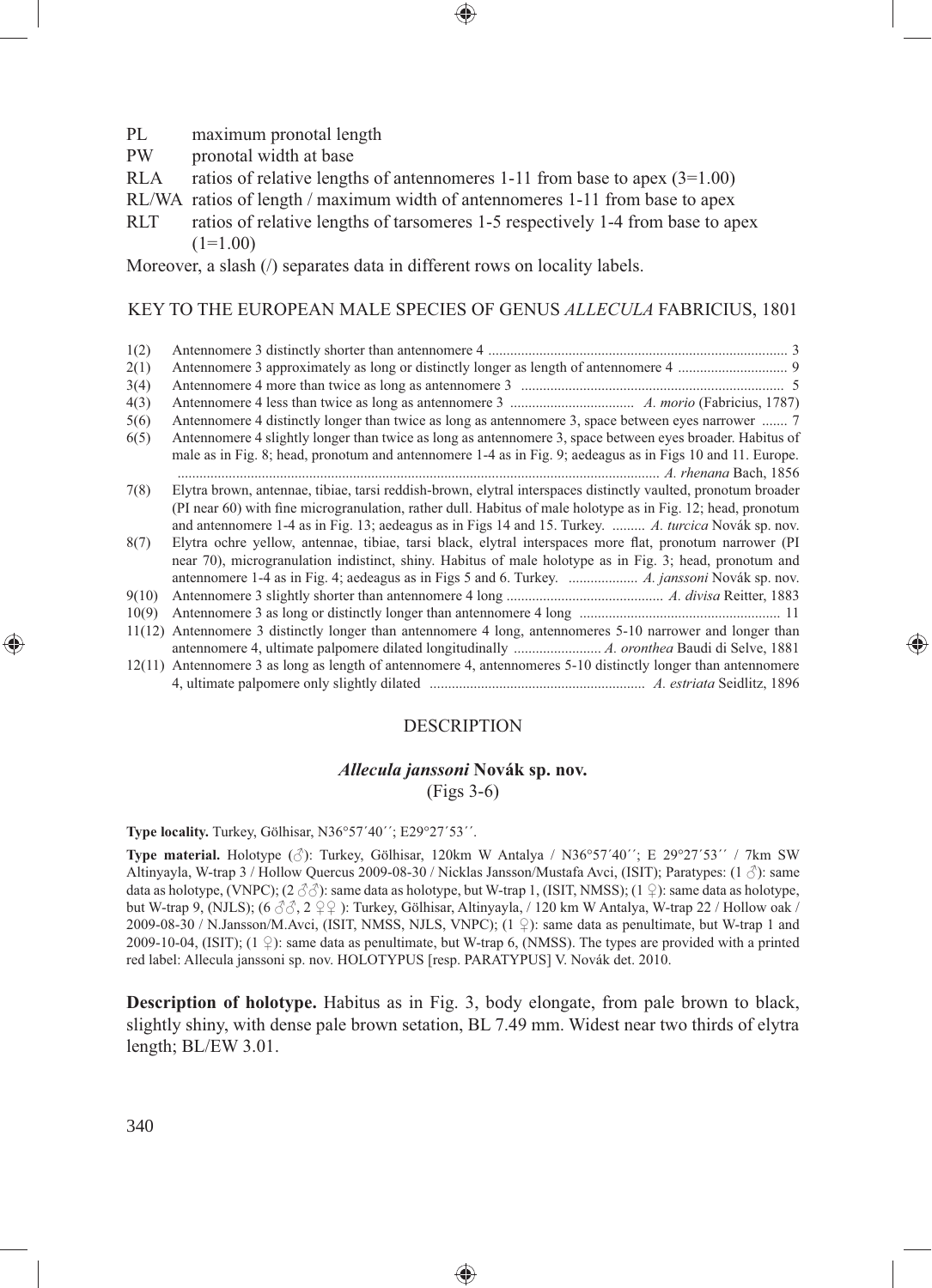PL maximum pronotal length
PW pronotal width at base
RLA ratios of relative lengths of antennomeres 1-11 from base to apex (3=1.00)
RL/WA ratios of length / maximum width of antennomeres 1-11 from base to apex
RLT ratios of relative lengths of tarsomeres 1-5 respectively 1-4 from base to apex (1=1.00)

Moreover, a slash (/) separates data in different rows on locality labels.

## KEY TO THE EUROPEAN MALE SPECIES OF GENUS *ALLECULA* FABRICIUS, 1801

1(2) Antennomere 3 distinctly shorter than antennomere 4 .................................................................................. 3

2(1) Antennomere 3 approximately as long or distinctly longer as length of antennomere 4 .............................. 9

3(4) Antennomere 4 more than twice as long as antennomere 3 ........................................................................ 5

4(3) Antennomere 4 less than twice as long as antennomere 3 .................................. *A. morio* (Fabricius, 1787)

5(6) Antennomere 4 distinctly longer than twice as long as antennomere 3, space between eyes narrower ....... 7

6(5) Antennomere 4 slightly longer than twice as long as antennomere 3, space between eyes broader. Habitus of male as in Fig. 8; head, pronotum and antennomere 1-4 as in Fig. 9; aedeagus as in Figs 10 and 11. Europe. .................................................................................................................................... *A. rhenana* Bach, 1856

7(8) Elytra brown, antennae, tibiae, tarsi reddish-brown, elytral interspaces distinctly vaulted, pronotum broader (PI near 60) with fine microgranulation, rather dull. Habitus of male holotype as in Fig. 12; head, pronotum and antennomere 1-4 as in Fig. 13; aedeagus as in Figs 14 and 15. Turkey. ......... *A. turcica* Novák sp. nov.

8(7) Elytra ochre yellow, antennae, tibiae, tarsi black, elytral interspaces more flat, pronotum narrower (PI near 70), microgranulation indistinct, shiny. Habitus of male holotype as in Fig. 3; head, pronotum and antennomere 1-4 as in Fig. 4; aedeagus as in Figs 5 and 6. Turkey. ................... *A. janssoni* Novák sp. nov.

9(10) Antennomere 3 slightly shorter than antennomere 4 long ........................................... *A. divisa* Reitter, 1883

10(9) Antennomere 3 as long or distinctly longer than antennomere 4 long ....................................................... 11

11(12) Antennomere 3 distinctly longer than antennomere 4 long, antennomeres 5-10 narrower and longer than antennomere 4, ultimate palpomere dilated longitudinally ........................ *A. oronthea* Baudi di Selve, 1881

12(11) Antennomere 3 as long as length of antennomere 4, antennomeres 5-10 distinctly longer than antennomere 4, ultimate palpomere only slightly dilated ........................................................... *A. estriata* Seidlitz, 1896

## DESCRIPTION

### *Allecula janssoni* Novák sp. nov.
(Figs 3-6)

**Type locality.** Turkey, Gölhisar, N36°57´40´´; E29°27´53´´.

**Type material.** Holotype (♂): Turkey, Gölhisar, 120km W Antalya / N36°57´40´´; E 29°27´53´´ / 7km SW Altinyayla, W-trap 3 / Hollow Quercus 2009-08-30 / Nicklas Jansson/Mustafa Avci, (ISIT); Paratypes: (1 ♂): same data as holotype, (VNPC); (2 ♂♂): same data as holotype, but W-trap 1, (ISIT, NMSS); (1 ♀): same data as holotype, but W-trap 9, (NJLS); (6 ♂♂, 2 ♀♀ ): Turkey, Gölhisar, Altinyayla, / 120 km W Antalya, W-trap 22 / Hollow oak / 2009-08-30 / N.Jansson/M.Avci, (ISIT, NMSS, NJLS, VNPC); (1 ♀): same data as penultimate, but W-trap 1 and 2009-10-04, (ISIT); (1 ♀): same data as penultimate, but W-trap 6, (NMSS). The types are provided with a printed red label: Allecula janssoni sp. nov. HOLOTYPUS [resp. PARATYPUS] V. Novák det. 2010.

**Description of holotype.** Habitus as in Fig. 3, body elongate, from pale brown to black, slightly shiny, with dense pale brown setation, BL 7.49 mm. Widest near two thirds of elytra length; BL/EW 3.01.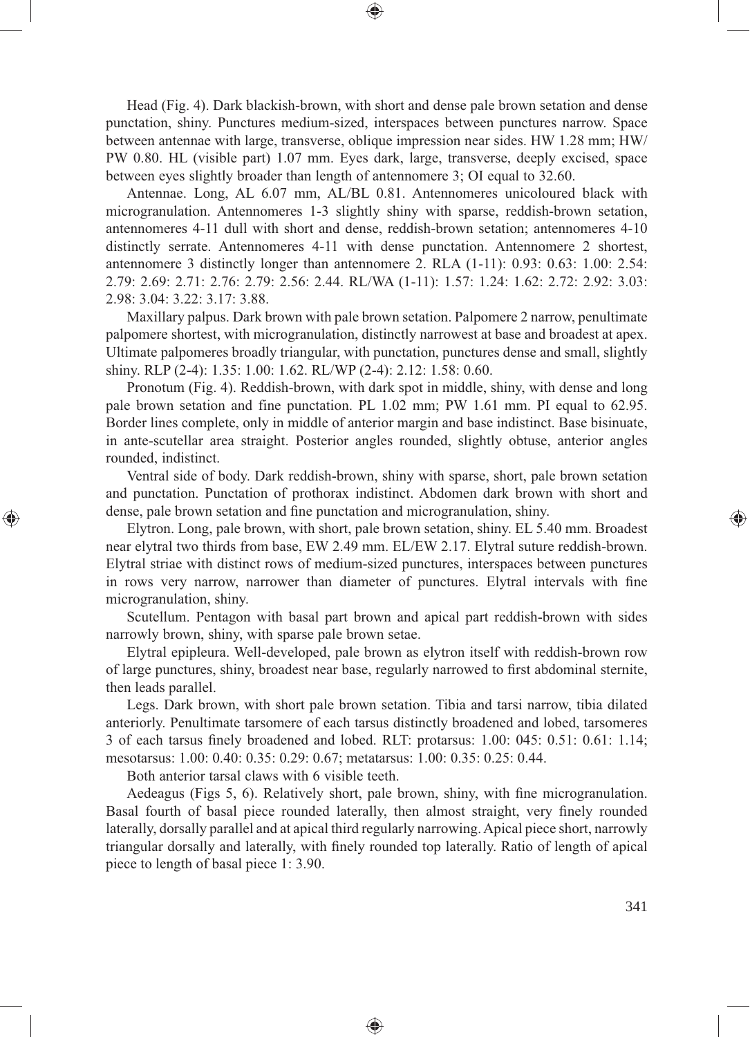Head (Fig. 4). Dark blackish-brown, with short and dense pale brown setation and dense punctation, shiny. Punctures medium-sized, interspaces between punctures narrow. Space between antennae with large, transverse, oblique impression near sides. HW 1.28 mm; HW/PW 0.80. HL (visible part) 1.07 mm. Eyes dark, large, transverse, deeply excised, space between eyes slightly broader than length of antennomere 3; OI equal to 32.60.

Antennae. Long, AL 6.07 mm, AL/BL 0.81. Antennomeres unicoloured black with microgranulation. Antennomeres 1-3 slightly shiny with sparse, reddish-brown setation, antennomeres 4-11 dull with short and dense, reddish-brown setation; antennomeres 4-10 distinctly serrate. Antennomeres 4-11 with dense punctation. Antennomere 2 shortest, antennomere 3 distinctly longer than antennomere 2. RLA (1-11): 0.93: 0.63: 1.00: 2.54: 2.79: 2.69: 2.71: 2.76: 2.79: 2.56: 2.44. RL/WA (1-11): 1.57: 1.24: 1.62: 2.72: 2.92: 3.03: 2.98: 3.04: 3.22: 3.17: 3.88.

Maxillary palpus. Dark brown with pale brown setation. Palpomere 2 narrow, penultimate palpomere shortest, with microgranulation, distinctly narrowest at base and broadest at apex. Ultimate palpomeres broadly triangular, with punctation, punctures dense and small, slightly shiny. RLP (2-4): 1.35: 1.00: 1.62. RL/WP (2-4): 2.12: 1.58: 0.60.

Pronotum (Fig. 4). Reddish-brown, with dark spot in middle, shiny, with dense and long pale brown setation and fine punctation. PL 1.02 mm; PW 1.61 mm. PI equal to 62.95. Border lines complete, only in middle of anterior margin and base indistinct. Base bisinuate, in ante-scutellar area straight. Posterior angles rounded, slightly obtuse, anterior angles rounded, indistinct.

Ventral side of body. Dark reddish-brown, shiny with sparse, short, pale brown setation and punctation. Punctation of prothorax indistinct. Abdomen dark brown with short and dense, pale brown setation and fine punctation and microgranulation, shiny.

Elytron. Long, pale brown, with short, pale brown setation, shiny. EL 5.40 mm. Broadest near elytral two thirds from base, EW 2.49 mm. EL/EW 2.17. Elytral suture reddish-brown. Elytral striae with distinct rows of medium-sized punctures, interspaces between punctures in rows very narrow, narrower than diameter of punctures. Elytral intervals with fine microgranulation, shiny.

Scutellum. Pentagon with basal part brown and apical part reddish-brown with sides narrowly brown, shiny, with sparse pale brown setae.

Elytral epipleura. Well-developed, pale brown as elytron itself with reddish-brown row of large punctures, shiny, broadest near base, regularly narrowed to first abdominal sternite, then leads parallel.

Legs. Dark brown, with short pale brown setation. Tibia and tarsi narrow, tibia dilated anteriorly. Penultimate tarsomere of each tarsus distinctly broadened and lobed, tarsomeres 3 of each tarsus finely broadened and lobed. RLT: protarsus: 1.00: 045: 0.51: 0.61: 1.14; mesotarsus: 1.00: 0.40: 0.35: 0.29: 0.67; metatarsus: 1.00: 0.35: 0.25: 0.44.

Both anterior tarsal claws with 6 visible teeth.

Aedeagus (Figs 5, 6). Relatively short, pale brown, shiny, with fine microgranulation. Basal fourth of basal piece rounded laterally, then almost straight, very finely rounded laterally, dorsally parallel and at apical third regularly narrowing. Apical piece short, narrowly triangular dorsally and laterally, with finely rounded top laterally. Ratio of length of apical piece to length of basal piece 1: 3.90.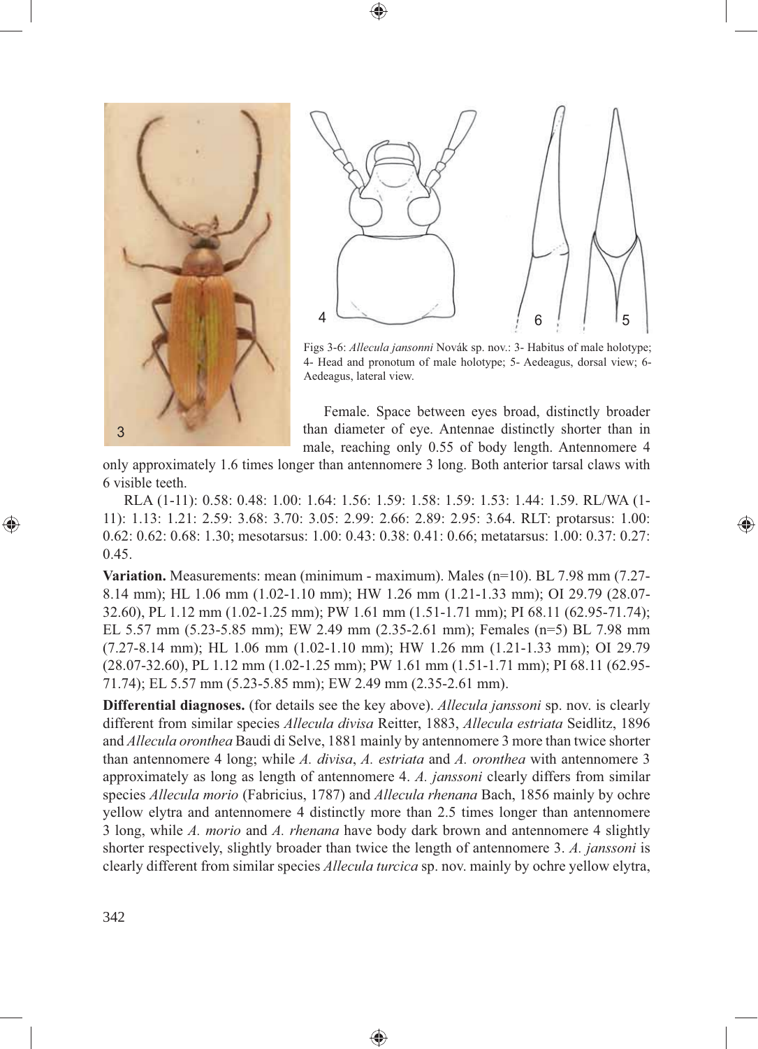Figs 3-6: *Allecula jansonni* Novák sp. nov.: 3- Habitus of male holotype; 4- Head and pronotum of male holotype; 5- Aedeagus, dorsal view; 6- Aedeagus, lateral view.

Female. Space between eyes broad, distinctly broader than diameter of eye. Antennae distinctly shorter than in male, reaching only 0.55 of body length. Antennomere 4 only approximately 1.6 times longer than antennomere 3 long. Both anterior tarsal claws with 6 visible teeth.

RLA (1-11): 0.58: 0.48: 1.00: 1.64: 1.56: 1.59: 1.58: 1.59: 1.53: 1.44: 1.59. RL/WA (1-11): 1.13: 1.21: 2.59: 3.68: 3.70: 3.05: 2.99: 2.66: 2.89: 2.95: 3.64. RLT: protarsus: 1.00: 0.62: 0.62: 0.68: 1.30; mesotarsus: 1.00: 0.43: 0.38: 0.41: 0.66; metatarsus: 1.00: 0.37: 0.27: 0.45.

**Variation.** Measurements: mean (minimum - maximum). Males (n=10). BL 7.98 mm (7.27-8.14 mm); HL 1.06 mm (1.02-1.10 mm); HW 1.26 mm (1.21-1.33 mm); OI 29.79 (28.07-32.60), PL 1.12 mm (1.02-1.25 mm); PW 1.61 mm (1.51-1.71 mm); PI 68.11 (62.95-71.74); EL 5.57 mm (5.23-5.85 mm); EW 2.49 mm (2.35-2.61 mm); Females (n=5) BL 7.98 mm (7.27-8.14 mm); HL 1.06 mm (1.02-1.10 mm); HW 1.26 mm (1.21-1.33 mm); OI 29.79 (28.07-32.60), PL 1.12 mm (1.02-1.25 mm); PW 1.61 mm (1.51-1.71 mm); PI 68.11 (62.95-71.74); EL 5.57 mm (5.23-5.85 mm); EW 2.49 mm (2.35-2.61 mm).

**Differential diagnoses.** (for details see the key above). *Allecula janssoni* sp. nov. is clearly different from similar species *Allecula divisa* Reitter, 1883, *Allecula estriata* Seidlitz, 1896 and *Allecula oronthea* Baudi di Selve, 1881 mainly by antennomere 3 more than twice shorter than antennomere 4 long; while *A. divisa*, *A. estriata* and *A. oronthea* with antennomere 3 approximately as long as length of antennomere 4. *A. janssoni* clearly differs from similar species *Allecula morio* (Fabricius, 1787) and *Allecula rhenana* Bach, 1856 mainly by ochre yellow elytra and antennomere 4 distinctly more than 2.5 times longer than antennomere 3 long, while *A. morio* and *A. rhenana* have body dark brown and antennomere 4 slightly shorter respectively, slightly broader than twice the length of antennomere 3. *A. janssoni* is clearly different from similar species *Allecula turcica* sp. nov. mainly by ochre yellow elytra,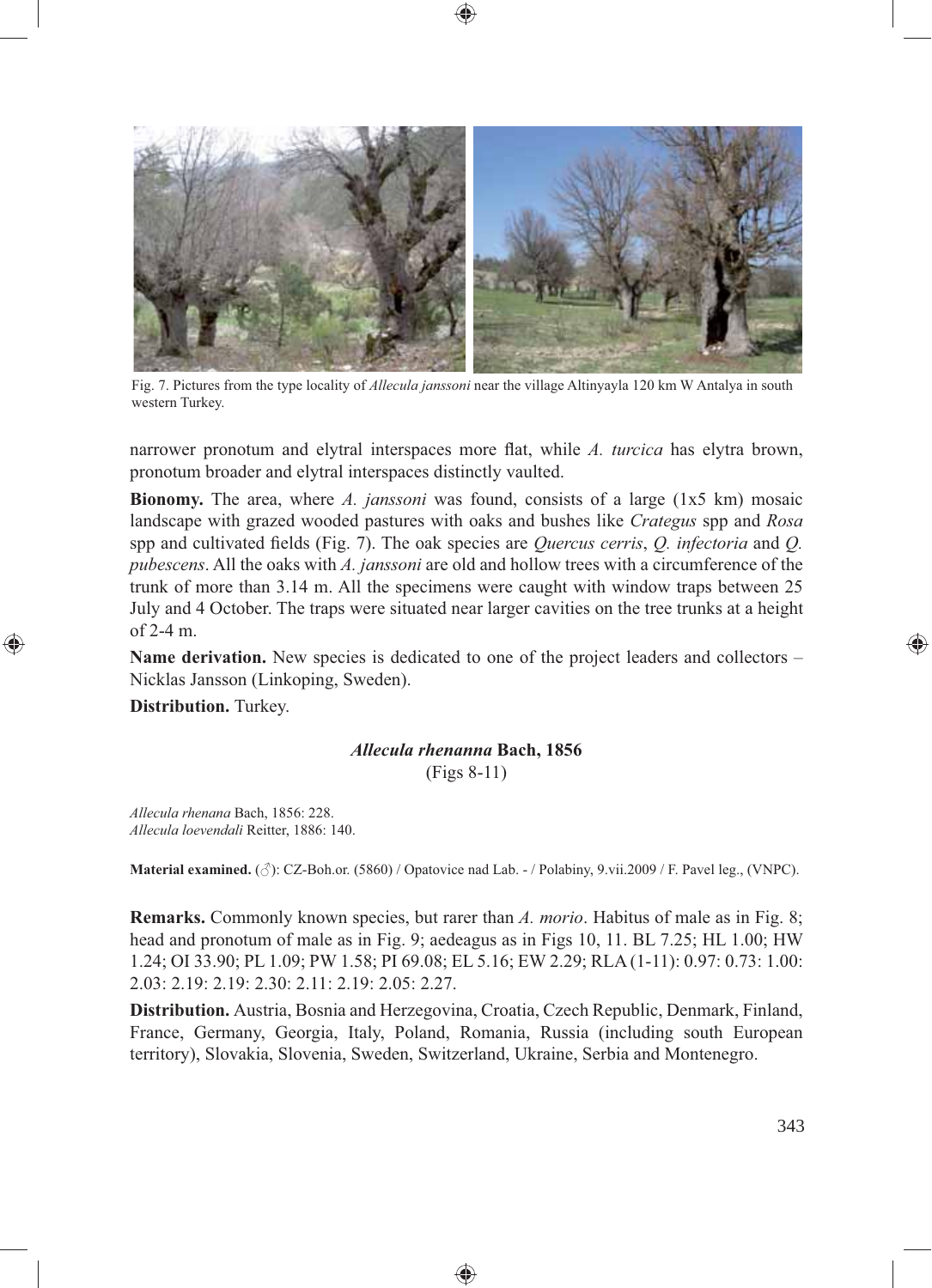Fig. 7. Pictures from the type locality of *Allecula janssoni* near the village Altinyayla 120 km W Antalya in south western Turkey.

narrower pronotum and elytral interspaces more flat, while *A. turcica* has elytra brown, pronotum broader and elytral interspaces distinctly vaulted.

**Bionomy.** The area, where *A. janssoni* was found, consists of a large (1x5 km) mosaic landscape with grazed wooded pastures with oaks and bushes like *Crategus* spp and *Rosa* spp and cultivated fields (Fig. 7). The oak species are *Quercus cerris*, *Q. infectoria* and *Q. pubescens*. All the oaks with *A. janssoni* are old and hollow trees with a circumference of the trunk of more than 3.14 m. All the specimens were caught with window traps between 25 July and 4 October. The traps were situated near larger cavities on the tree trunks at a height of 2-4 m.

**Name derivation.** New species is dedicated to one of the project leaders and collectors – Nicklas Jansson (Linkoping, Sweden).

**Distribution.** Turkey.

### *Allecula rhenanna* Bach, 1856
(Figs 8-11)

*Allecula rhenana* Bach, 1856: 228.
*Allecula loevendali* Reitter, 1886: 140.

**Material examined.** (♂): CZ-Boh.or. (5860) / Opatovice nad Lab. - / Polabiny, 9.vii.2009 / F. Pavel leg., (VNPC).

**Remarks.** Commonly known species, but rarer than *A. morio*. Habitus of male as in Fig. 8; head and pronotum of male as in Fig. 9; aedeagus as in Figs 10, 11. BL 7.25; HL 1.00; HW 1.24; OI 33.90; PL 1.09; PW 1.58; PI 69.08; EL 5.16; EW 2.29; RLA (1-11): 0.97: 0.73: 1.00: 2.03: 2.19: 2.19: 2.30: 2.11: 2.19: 2.05: 2.27.

**Distribution.** Austria, Bosnia and Herzegovina, Croatia, Czech Republic, Denmark, Finland, France, Germany, Georgia, Italy, Poland, Romania, Russia (including south European territory), Slovakia, Slovenia, Sweden, Switzerland, Ukraine, Serbia and Montenegro.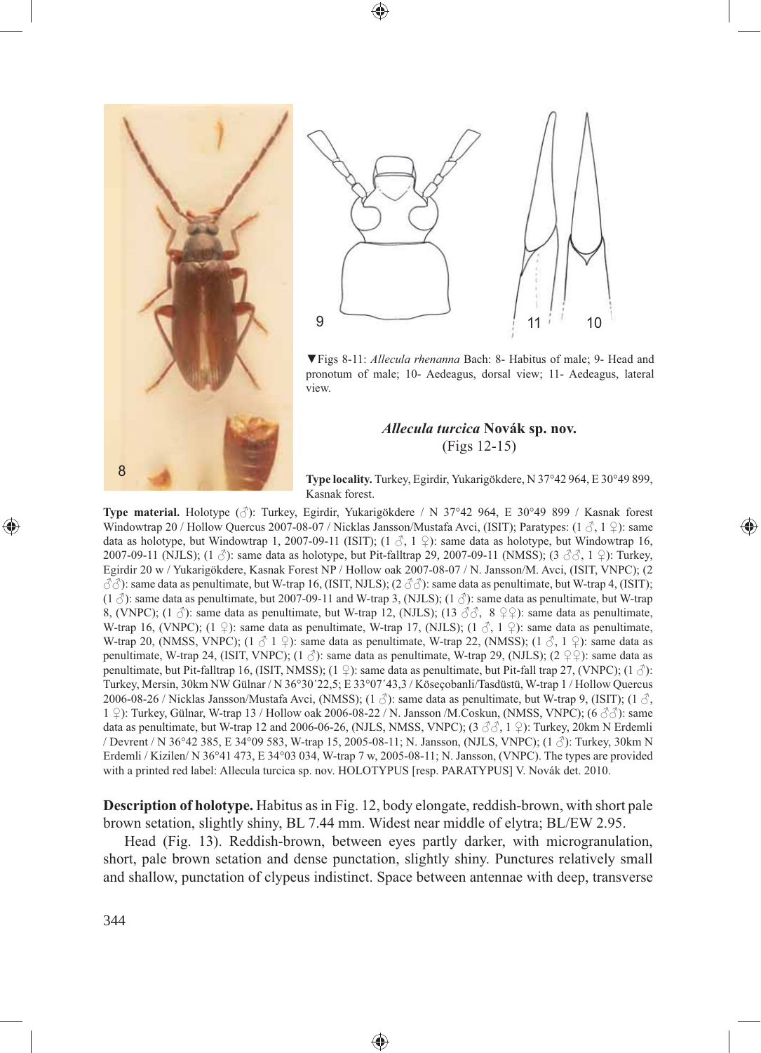▼Figs 8-11: *Allecula rhenanna* Bach: 8- Habitus of male; 9- Head and pronotum of male; 10- Aedeagus, dorsal view; 11- Aedeagus, lateral view.

### *Allecula turcica* Novák sp. nov.
(Figs 12-15)

**Type locality.** Turkey, Egirdir, Yukarigökdere, N 37°42 964, E 30°49 899, Kasnak forest.

**Type material.** Holotype (♂): Turkey, Egirdir, Yukarigökdere / N 37°42 964, E 30°49 899 / Kasnak forest Windowtrap 20 / Hollow Quercus 2007-08-07 / Nicklas Jansson/Mustafa Avci, (ISIT); Paratypes: (1 ♂, 1 ♀): same data as holotype, but Windowtrap 1, 2007-09-11 (ISIT); (1 ♂, 1 ♀): same data as holotype, but Windowtrap 16, 2007-09-11 (NJLS); (1 ♂): same data as holotype, but Pit-falltrap 29, 2007-09-11 (NMSS); (3 ♂♂, 1 ♀): Turkey, Egirdir 20 w / Yukarigökdere, Kasnak Forest NP / Hollow oak 2007-08-07 / N. Jansson/M. Avci, (ISIT, VNPC); (2 ♂♂): same data as penultimate, but W-trap 16, (ISIT, NJLS); (2 ♂♂): same data as penultimate, but W-trap 4, (ISIT); (1 ♂): same data as penultimate, but 2007-09-11 and W-trap 3, (NJLS); (1 ♂): same data as penultimate, but W-trap 8, (VNPC); (1 ♂): same data as penultimate, but W-trap 12, (NJLS); (13 ♂♂, 8 ♀♀): same data as penultimate, W-trap 16, (VNPC); (1 ♀): same data as penultimate, W-trap 17, (NJLS); (1 ♂, 1 ♀): same data as penultimate, W-trap 20, (NMSS, VNPC); (1 ♂ 1 ♀): same data as penultimate, W-trap 22, (NMSS); (1 ♂, 1 ♀): same data as penultimate, W-trap 24, (ISIT, VNPC); (1 ♂): same data as penultimate, W-trap 29, (NJLS); (2 ♀♀): same data as penultimate, but Pit-falltrap 16, (ISIT, NMSS); (1 ♀): same data as penultimate, but Pit-fall trap 27, (VNPC); (1 ♂): Turkey, Mersin, 30km NW Gülnar / N 36°30´22,5; E 33°07´43,3 / Köseçobanli/Tasdüstü, W-trap 1 / Hollow Quercus 2006-08-26 / Nicklas Jansson/Mustafa Avci, (NMSS); (1 ♂): same data as penultimate, but W-trap 9, (ISIT); (1 ♂, 1 ♀): Turkey, Gülnar, W-trap 13 / Hollow oak 2006-08-22 / N. Jansson /M.Coskun, (NMSS, VNPC); (6 ♂♂): same data as penultimate, but W-trap 12 and 2006-06-26, (NJLS, NMSS, VNPC); (3 ♂♂, 1 ♀): Turkey, 20km N Erdemli / Devrent / N 36°42 385, E 34°09 583, W-trap 15, 2005-08-11; N. Jansson, (NJLS, VNPC); (1 ♂): Turkey, 30km N Erdemli / Kizilen/ N 36°41 473, E 34°03 034, W-trap 7 w, 2005-08-11; N. Jansson, (VNPC). The types are provided with a printed red label: Allecula turcica sp. nov. HOLOTYPUS [resp. PARATYPUS] V. Novák det. 2010.

**Description of holotype.** Habitus as in Fig. 12, body elongate, reddish-brown, with short pale brown setation, slightly shiny, BL 7.44 mm. Widest near middle of elytra; BL/EW 2.95.

Head (Fig. 13). Reddish-brown, between eyes partly darker, with microgranulation, short, pale brown setation and dense punctation, slightly shiny. Punctures relatively small and shallow, punctation of clypeus indistinct. Space between antennae with deep, transverse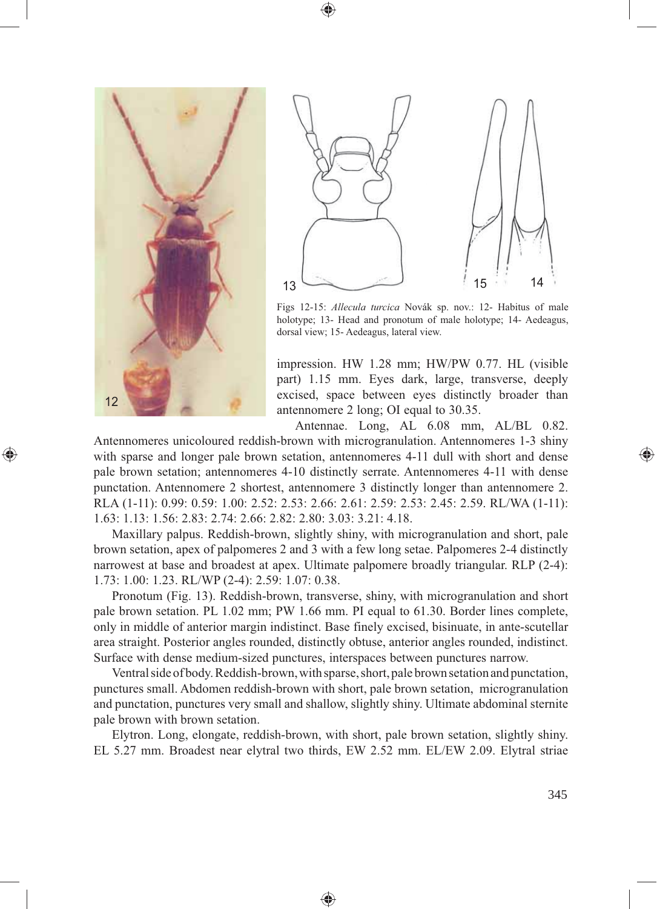Figs 12-15: *Allecula turcica* Novák sp. nov.: 12- Habitus of male holotype; 13- Head and pronotum of male holotype; 14- Aedeagus, dorsal view; 15- Aedeagus, lateral view.

impression. HW 1.28 mm; HW/PW 0.77. HL (visible part) 1.15 mm. Eyes dark, large, transverse, deeply excised, space between eyes distinctly broader than antennomere 2 long; OI equal to 30.35.

Antennae. Long, AL 6.08 mm, AL/BL 0.82. Antennomeres unicoloured reddish-brown with microgranulation. Antennomeres 1-3 shiny with sparse and longer pale brown setation, antennomeres 4-11 dull with short and dense pale brown setation; antennomeres 4-10 distinctly serrate. Antennomeres 4-11 with dense punctation. Antennomere 2 shortest, antennomere 3 distinctly longer than antennomere 2. RLA (1-11): 0.99: 0.59: 1.00: 2.52: 2.53: 2.66: 2.61: 2.59: 2.53: 2.45: 2.59. RL/WA (1-11): 1.63: 1.13: 1.56: 2.83: 2.74: 2.66: 2.82: 2.80: 3.03: 3.21: 4.18.

Maxillary palpus. Reddish-brown, slightly shiny, with microgranulation and short, pale brown setation, apex of palpomeres 2 and 3 with a few long setae. Palpomeres 2-4 distinctly narrowest at base and broadest at apex. Ultimate palpomere broadly triangular. RLP (2-4): 1.73: 1.00: 1.23. RL/WP (2-4): 2.59: 1.07: 0.38.

Pronotum (Fig. 13). Reddish-brown, transverse, shiny, with microgranulation and short pale brown setation. PL 1.02 mm; PW 1.66 mm. PI equal to 61.30. Border lines complete, only in middle of anterior margin indistinct. Base finely excised, bisinuate, in ante-scutellar area straight. Posterior angles rounded, distinctly obtuse, anterior angles rounded, indistinct. Surface with dense medium-sized punctures, interspaces between punctures narrow.

Ventral side of body. Reddish-brown, with sparse, short, pale brown setation and punctation, punctures small. Abdomen reddish-brown with short, pale brown setation, microgranulation and punctation, punctures very small and shallow, slightly shiny. Ultimate abdominal sternite pale brown with brown setation.

Elytron. Long, elongate, reddish-brown, with short, pale brown setation, slightly shiny. EL 5.27 mm. Broadest near elytral two thirds, EW 2.52 mm. EL/EW 2.09. Elytral striae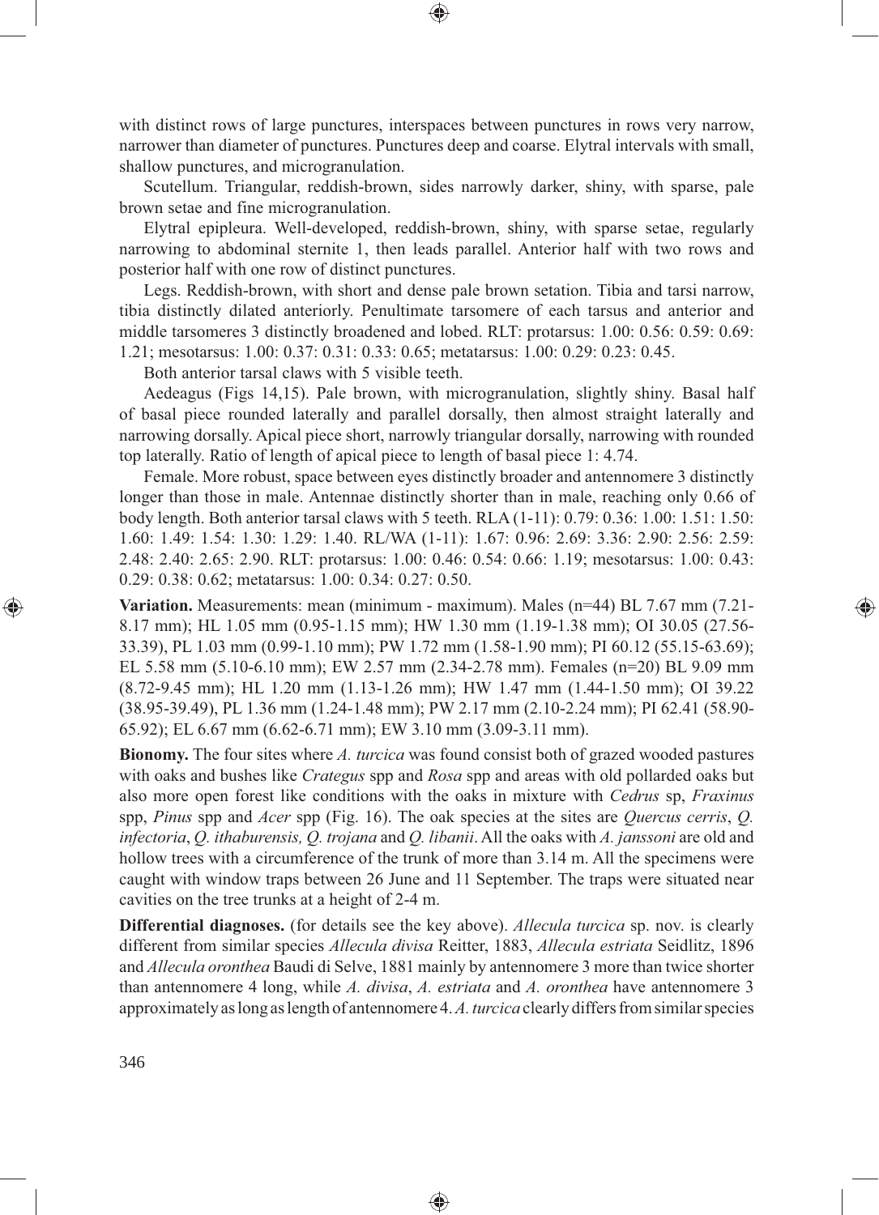with distinct rows of large punctures, interspaces between punctures in rows very narrow, narrower than diameter of punctures. Punctures deep and coarse. Elytral intervals with small, shallow punctures, and microgranulation.

Scutellum. Triangular, reddish-brown, sides narrowly darker, shiny, with sparse, pale brown setae and fine microgranulation.

Elytral epipleura. Well-developed, reddish-brown, shiny, with sparse setae, regularly narrowing to abdominal sternite 1, then leads parallel. Anterior half with two rows and posterior half with one row of distinct punctures.

Legs. Reddish-brown, with short and dense pale brown setation. Tibia and tarsi narrow, tibia distinctly dilated anteriorly. Penultimate tarsomere of each tarsus and anterior and middle tarsomeres 3 distinctly broadened and lobed. RLT: protarsus: 1.00: 0.56: 0.59: 0.69: 1.21; mesotarsus: 1.00: 0.37: 0.31: 0.33: 0.65; metatarsus: 1.00: 0.29: 0.23: 0.45.

Both anterior tarsal claws with 5 visible teeth.

Aedeagus (Figs 14,15). Pale brown, with microgranulation, slightly shiny. Basal half of basal piece rounded laterally and parallel dorsally, then almost straight laterally and narrowing dorsally. Apical piece short, narrowly triangular dorsally, narrowing with rounded top laterally. Ratio of length of apical piece to length of basal piece 1: 4.74.

Female. More robust, space between eyes distinctly broader and antennomere 3 distinctly longer than those in male. Antennae distinctly shorter than in male, reaching only 0.66 of body length. Both anterior tarsal claws with 5 teeth. RLA (1-11): 0.79: 0.36: 1.00: 1.51: 1.50: 1.60: 1.49: 1.54: 1.30: 1.29: 1.40. RL/WA (1-11): 1.67: 0.96: 2.69: 3.36: 2.90: 2.56: 2.59: 2.48: 2.40: 2.65: 2.90. RLT: protarsus: 1.00: 0.46: 0.54: 0.66: 1.19; mesotarsus: 1.00: 0.43: 0.29: 0.38: 0.62; metatarsus: 1.00: 0.34: 0.27: 0.50.

**Variation.** Measurements: mean (minimum - maximum). Males (n=44) BL 7.67 mm (7.21-8.17 mm); HL 1.05 mm (0.95-1.15 mm); HW 1.30 mm (1.19-1.38 mm); OI 30.05 (27.56-33.39), PL 1.03 mm (0.99-1.10 mm); PW 1.72 mm (1.58-1.90 mm); PI 60.12 (55.15-63.69); EL 5.58 mm (5.10-6.10 mm); EW 2.57 mm (2.34-2.78 mm). Females (n=20) BL 9.09 mm (8.72-9.45 mm); HL 1.20 mm (1.13-1.26 mm); HW 1.47 mm (1.44-1.50 mm); OI 39.22 (38.95-39.49), PL 1.36 mm (1.24-1.48 mm); PW 2.17 mm (2.10-2.24 mm); PI 62.41 (58.90-65.92); EL 6.67 mm (6.62-6.71 mm); EW 3.10 mm (3.09-3.11 mm).

**Bionomy.** The four sites where *A. turcica* was found consist both of grazed wooded pastures with oaks and bushes like *Crategus* spp and *Rosa* spp and areas with old pollarded oaks but also more open forest like conditions with the oaks in mixture with *Cedrus* sp, *Fraxinus* spp, *Pinus* spp and *Acer* spp (Fig. 16). The oak species at the sites are *Quercus cerris*, *Q. infectoria*, *Q. ithaburensis, Q. trojana* and *Q. libanii*. All the oaks with *A. janssoni* are old and hollow trees with a circumference of the trunk of more than 3.14 m. All the specimens were caught with window traps between 26 June and 11 September. The traps were situated near cavities on the tree trunks at a height of 2-4 m.

**Differential diagnoses.** (for details see the key above). *Allecula turcica* sp. nov. is clearly different from similar species *Allecula divisa* Reitter, 1883, *Allecula estriata* Seidlitz, 1896 and *Allecula oronthea* Baudi di Selve, 1881 mainly by antennomere 3 more than twice shorter than antennomere 4 long, while *A. divisa*, *A. estriata* and *A. oronthea* have antennomere 3 approximately as long as length of antennomere 4. *A. turcica* clearly differs from similar species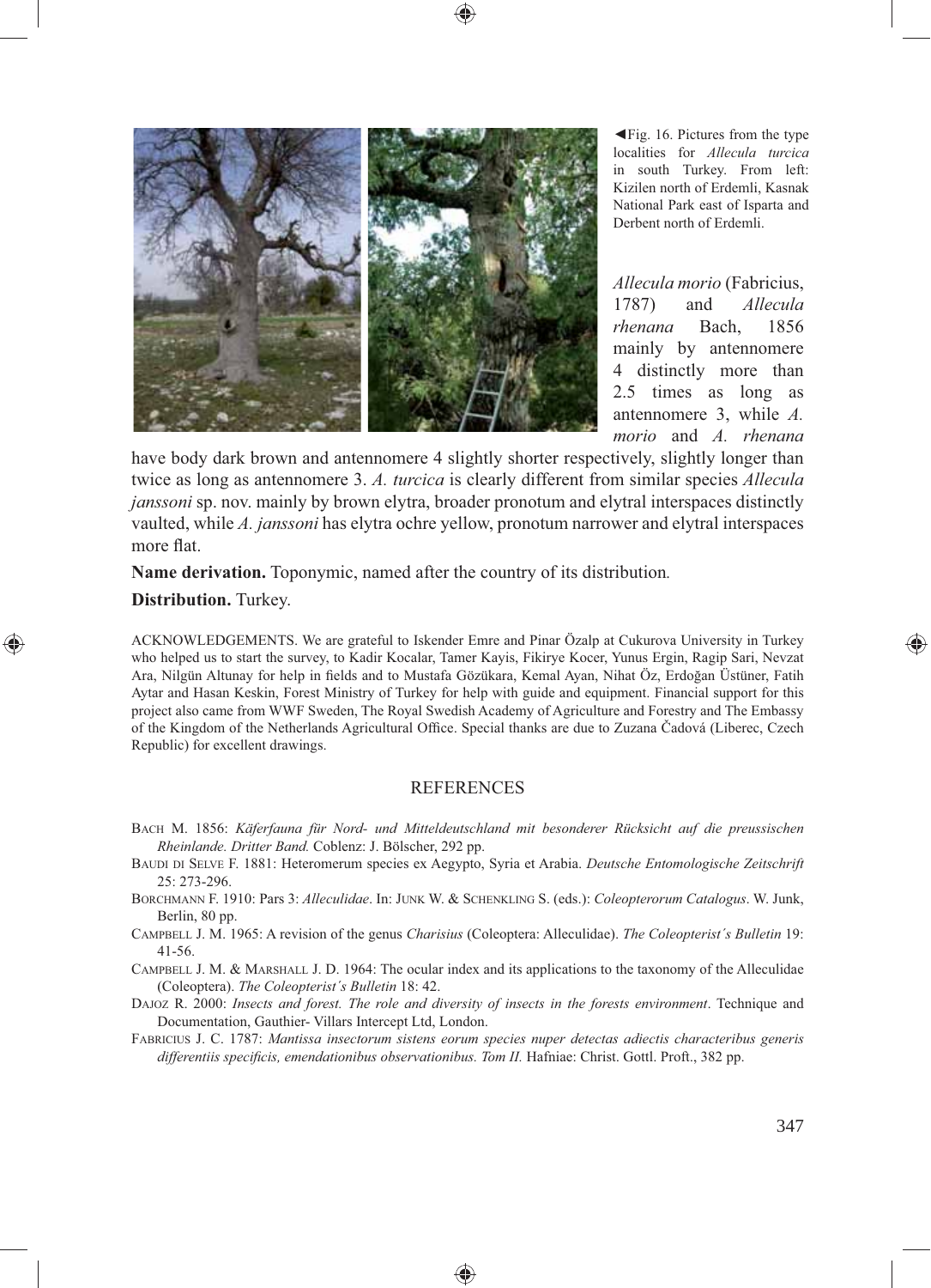◄Fig. 16. Pictures from the type localities for *Allecula turcica* in south Turkey. From left: Kizilen north of Erdemli, Kasnak National Park east of Isparta and Derbent north of Erdemli.

*Allecula morio* (Fabricius, 1787) and *Allecula rhenana* Bach, 1856 mainly by antennomere 4 distinctly more than 2.5 times as long as antennomere 3, while *A. morio* and *A. rhenana* have body dark brown and antennomere 4 slightly shorter respectively, slightly longer than twice as long as antennomere 3. *A. turcica* is clearly different from similar species *Allecula janssoni* sp. nov. mainly by brown elytra, broader pronotum and elytral interspaces distinctly vaulted, while *A. janssoni* has elytra ochre yellow, pronotum narrower and elytral interspaces more flat.

**Name derivation.** Toponymic, named after the country of its distribution.

**Distribution.** Turkey.

ACKNOWLEDGEMENTS. We are grateful to Iskender Emre and Pinar Özalp at Cukurova University in Turkey who helped us to start the survey, to Kadir Kocalar, Tamer Kayis, Fikirye Kocer, Yunus Ergin, Ragip Sari, Nevzat Ara, Nilgün Altunay for help in fields and to Mustafa Gözükara, Kemal Ayan, Nihat Öz, Erdoğan Üstüner, Fatih Aytar and Hasan Keskin, Forest Ministry of Turkey for help with guide and equipment. Financial support for this project also came from WWF Sweden, The Royal Swedish Academy of Agriculture and Forestry and The Embassy of the Kingdom of the Netherlands Agricultural Office. Special thanks are due to Zuzana Čadová (Liberec, Czech Republic) for excellent drawings.

## REFERENCES

Bach M. 1856: *Käferfauna für Nord- und Mitteldeutschland mit besonderer Rücksicht auf die preussischen Rheinlande. Dritter Band.* Coblenz: J. Bölscher, 292 pp.

Baudi di Selve F. 1881: Heteromerum species ex Aegypto, Syria et Arabia. *Deutsche Entomologische Zeitschrift* 25: 273-296.

Borchmann F. 1910: Pars 3: *Alleculidae*. In: Junk W. & Schenkling S. (eds.): *Coleopterorum Catalogus*. W. Junk, Berlin, 80 pp.

Campbell J. M. 1965: A revision of the genus *Charisius* (Coleoptera: Alleculidae). *The Coleopterist´s Bulletin* 19: 41-56.

Campbell J. M. & Marshall J. D. 1964: The ocular index and its applications to the taxonomy of the Alleculidae (Coleoptera). *The Coleopterist´s Bulletin* 18: 42.

Dajoz R. 2000: *Insects and forest. The role and diversity of insects in the forests environment*. Technique and Documentation, Gauthier- Villars Intercept Ltd, London.

Fabricius J. C. 1787: *Mantissa insectorum sistens eorum species nuper detectas adiectis characteribus generis differentiis specificis, emendationibus observationibus. Tom II.* Hafniae: Christ. Gottl. Proft., 382 pp.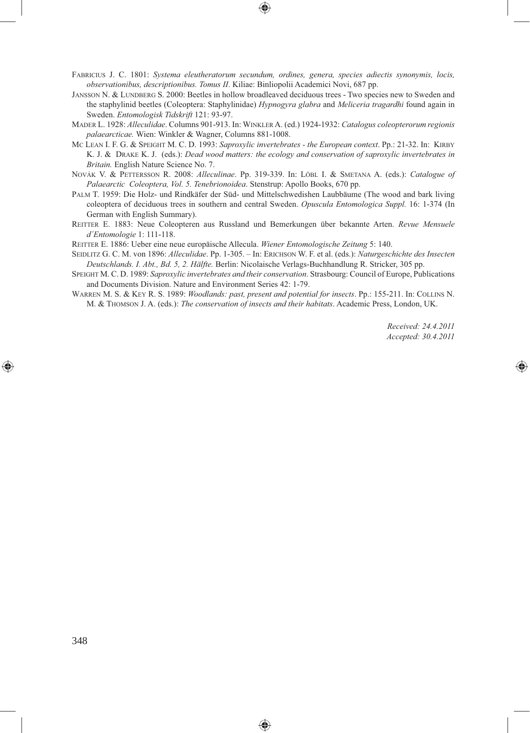Fabricius J. C. 1801: *Systema eleutheratorum secundum, ordines, genera, species adiectis synonymis, locis, observationibus, descriptionibus. Tomus II*. Kiliae: Binliopolii Academici Novi, 687 pp.

Jansson N. & Lundberg S. 2000: Beetles in hollow broadleaved deciduous trees - Two species new to Sweden and the staphylinid beetles (Coleoptera: Staphylinidae) *Hypnogyra glabra* and *Meliceria tragardhi* found again in Sweden. *Entomologisk Tidskrift* 121: 93-97.

Mader L. 1928: *Alleculidae*. Columns 901-913. In: Winkler A. (ed.) 1924-1932: *Catalogus coleopterorum regionis palaearcticae.* Wien: Winkler & Wagner, Columns 881-1008.

Mc Lean I. F. G. & Speight M. C. D. 1993: *Saproxylic invertebrates - the European context*. Pp.: 21-32. In: Kirby K. J. & Drake K. J. (eds.): *Dead wood matters: the ecology and conservation of saproxylic invertebrates in Britain.* English Nature Science No. 7.

Novák V. & Pettersson R. 2008: *Alleculinae*. Pp. 319-339. In: Löbl I. & Smetana A. (eds.): *Catalogue of Palaearctic Coleoptera, Vol. 5. Tenebrionoidea*. Stenstrup: Apollo Books, 670 pp.

Palm T. 1959: Die Holz- und Rindkäfer der Süd- und Mittelschwedishen Laubbäume (The wood and bark living coleoptera of deciduous trees in southern and central Sweden. *Opuscula Entomologica Suppl.* 16: 1-374 (In German with English Summary).

Reitter E. 1883: Neue Coleopteren aus Russland und Bemerkungen über bekannte Arten. *Revue Mensuele d´Entomologie* 1: 111-118.

Reitter E. 1886: Ueber eine neue europäische Allecula. *Wiener Entomologische Zeitung* 5: 140.

Seidlitz G. C. M. von 1896: *Alleculidae*. Pp. 1-305. – In: Erichson W. F. et al. (eds.): *Naturgeschichte des Insecten Deutschlands. I. Abt., Bd. 5, 2. Hälfte.* Berlin: Nicolaische Verlags-Buchhandlung R. Stricker, 305 pp.

Speight M. C. D. 1989: *Saproxylic invertebrates and their conservation*. Strasbourg: Council of Europe, Publications and Documents Division. Nature and Environment Series 42: 1-79.

Warren M. S. & Key R. S. 1989: *Woodlands: past, present and potential for insects*. Pp.: 155-211. In: Collins N. M. & Thomson J. A. (eds.): *The conservation of insects and their habitats*. Academic Press, London, UK.

*Received: 24.4.2011*
*Accepted: 30.4.2011*